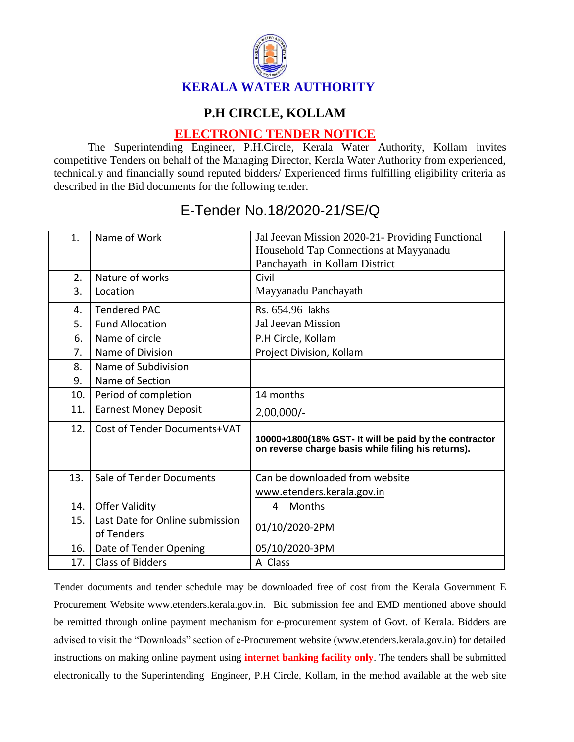# KERALA WATER AUTHORITY

## P.H CIRCLE, KOLLAM

## ELECTRONIC TENDER NOTICE

The Superintending Engineer, P.H.Circle, Kerala Water Authority, Kollam invites competitive Tenders on behalf of the Managing Director, Kerala Water Authority from experienced, technically and financially sound reputed bidders/ Experienced firms fulfilling eligibility criteria as described in the Bid documents for the following tender.

## E-Tender No.18/2020-21/SE/Q

| | | |
|---|---|---|
| 1. | Name of Work | Jal Jeevan Mission 2020-21- Providing Functional Household Tap Connections at Mayyanadu Panchayath in Kollam District |
| 2. | Nature of works | Civil |
| 3. | Location | Mayyanadu Panchayath |
| 4. | Tendered PAC | Rs. 654.96 lakhs |
| 5. | Fund Allocation | Jal Jeevan Mission |
| 6. | Name of circle | P.H Circle, Kollam |
| 7. | Name of Division | Project Division, Kollam |
| 8. | Name of Subdivision | |
| 9. | Name of Section | |
| 10. | Period of completion | 14 months |
| 11. | Earnest Money Deposit | 2,00,000/- |
| 12. | Cost of Tender Documents+VAT | **10000+1800(18% GST- It will be paid by the contractor on reverse charge basis while filing his returns).** |
| 13. | Sale of Tender Documents | Can be downloaded from website www.etenders.kerala.gov.in |
| 14. | Offer Validity | 4 Months |
| 15. | Last Date for Online submission of Tenders | 01/10/2020-2PM |
| 16. | Date of Tender Opening | 05/10/2020-3PM |
| 17. | Class of Bidders | A Class |

Tender documents and tender schedule may be downloaded free of cost from the Kerala Government E Procurement Website www.etenders.kerala.gov.in. Bid submission fee and EMD mentioned above should be remitted through online payment mechanism for e-procurement system of Govt. of Kerala. Bidders are advised to visit the "Downloads" section of e-Procurement website (www.etenders.kerala.gov.in) for detailed instructions on making online payment using **internet banking facility only**. The tenders shall be submitted electronically to the Superintending Engineer, P.H Circle, Kollam, in the method available at the web site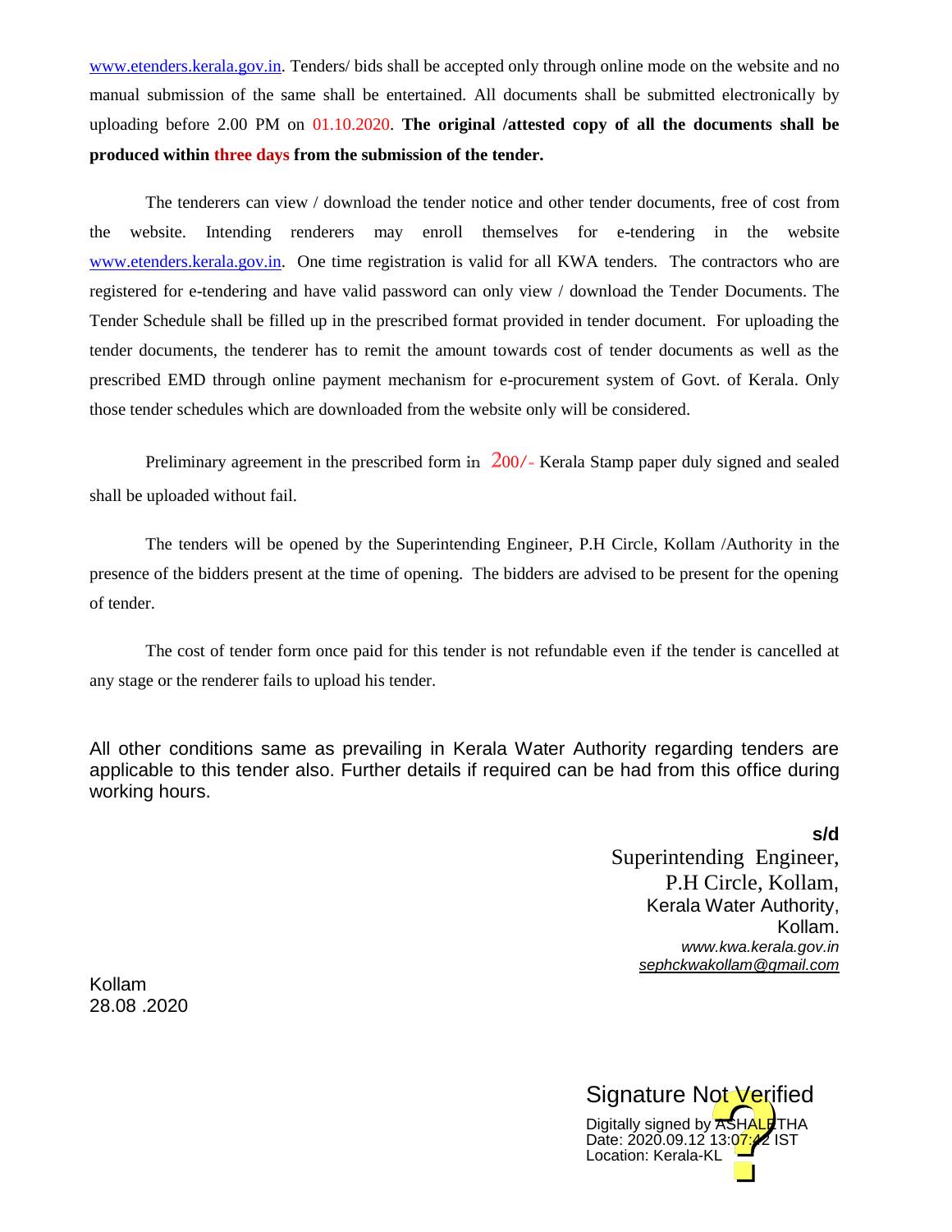www.etenders.kerala.gov.in. Tenders/ bids shall be accepted only through online mode on the website and no manual submission of the same shall be entertained. All documents shall be submitted electronically by uploading before 2.00 PM on 01.10.2020. **The original /attested copy of all the documents shall be produced within three days from the submission of the tender.**

The tenderers can view / download the tender notice and other tender documents, free of cost from the website. Intending renderers may enroll themselves for e-tendering in the website www.etenders.kerala.gov.in. One time registration is valid for all KWA tenders. The contractors who are registered for e-tendering and have valid password can only view / download the Tender Documents. The Tender Schedule shall be filled up in the prescribed format provided in tender document. For uploading the tender documents, the tenderer has to remit the amount towards cost of tender documents as well as the prescribed EMD through online payment mechanism for e-procurement system of Govt. of Kerala. Only those tender schedules which are downloaded from the website only will be considered.

Preliminary agreement in the prescribed form in 200/- Kerala Stamp paper duly signed and sealed shall be uploaded without fail.

The tenders will be opened by the Superintending Engineer, P.H Circle, Kollam /Authority in the presence of the bidders present at the time of opening. The bidders are advised to be present for the opening of tender.

The cost of tender form once paid for this tender is not refundable even if the tender is cancelled at any stage or the renderer fails to upload his tender.

All other conditions same as prevailing in Kerala Water Authority regarding tenders are applicable to this tender also. Further details if required can be had from this office during working hours.

**s/d**
Superintending Engineer,
P.H Circle, Kollam,
Kerala Water Authority,
Kollam.
*www.kwa.kerala.gov.in*
*sephckwakollam@gmail.com*

Kollam
28.08 .2020

Signature Not Verified
Digitally signed by ASHALATHA
Date: 2020.09.12 13:07:42 IST
Location: Kerala-KL